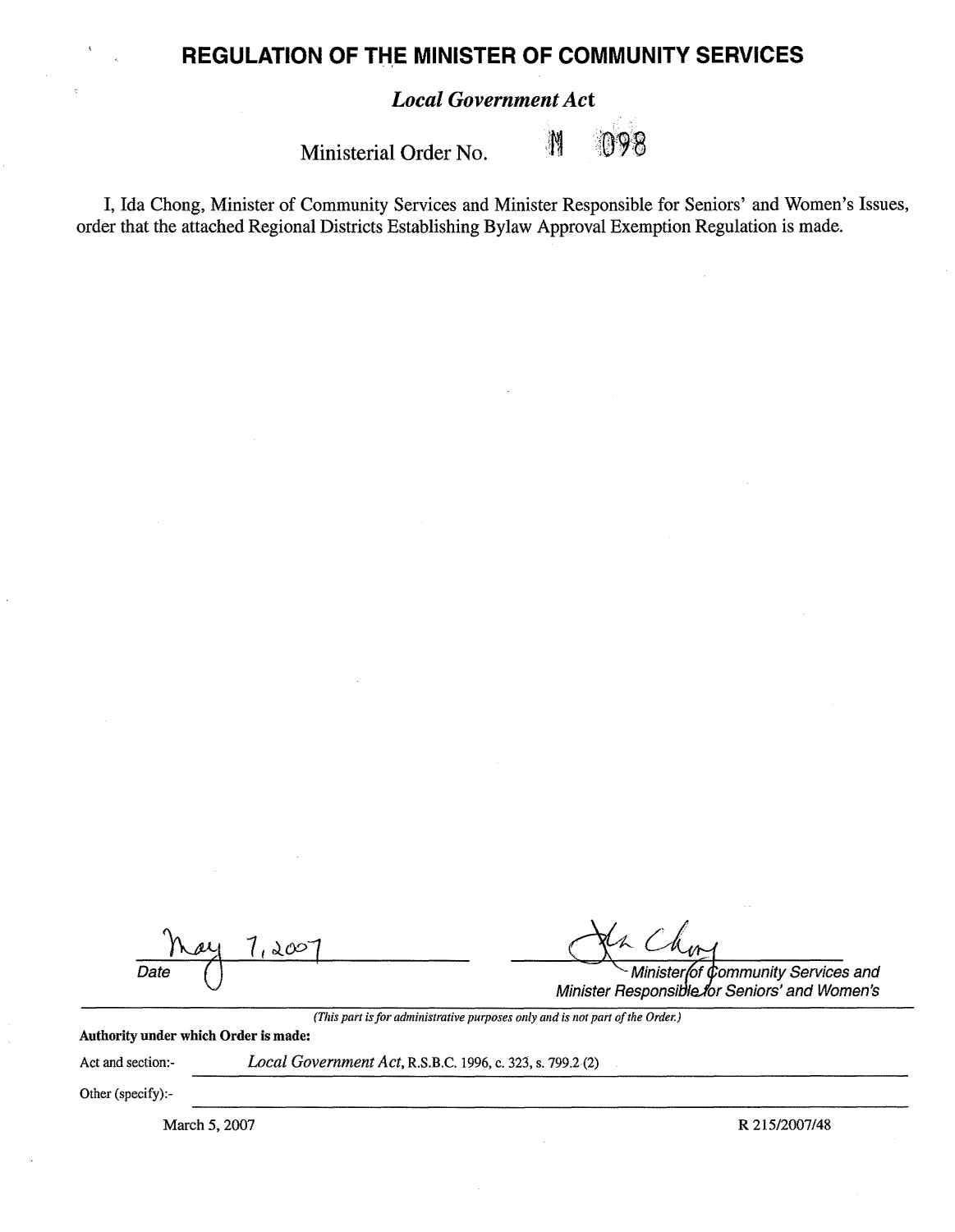# REGULATION OF THE MINISTER OF COMMUNITY SERVICES

## *Local Government Act*

Ministerial Order No. M 098

I, Ida Chong, Minister of Community Services and Minister Responsible for Seniors' and Women's Issues, order that the attached Regional Districts Establishing Bylaw Approval Exemption Regulation is made.

May 7, 2007
Date

Minister of Community Services and Minister Responsible for Seniors' and Women's

*(This part is for administrative purposes only and is not part of the Order.)*

**Authority under which Order is made:**

Act and section:- *Local Government Act*, R.S.B.C. 1996, c. 323, s. 799.2 (2)

Other (specify):-

March 5, 2007

R 215/2007/48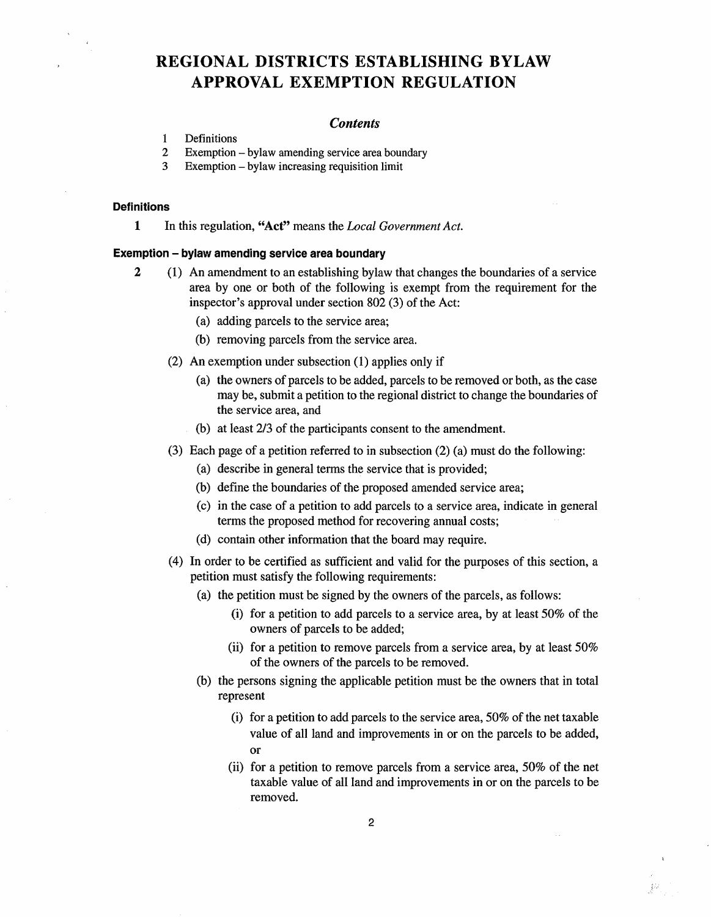# REGIONAL DISTRICTS ESTABLISHING BYLAW APPROVAL EXEMPTION REGULATION

## *Contents*

1 Definitions
2 Exemption – bylaw amending service area boundary
3 Exemption – bylaw increasing requisition limit

### Definitions

**1** In this regulation, **"Act"** means the *Local Government Act.*

### Exemption – bylaw amending service area boundary

**2** (1) An amendment to an establishing bylaw that changes the boundaries of a service area by one or both of the following is exempt from the requirement for the inspector's approval under section 802 (3) of the Act:

- (a) adding parcels to the service area;
- (b) removing parcels from the service area.

(2) An exemption under subsection (1) applies only if

- (a) the owners of parcels to be added, parcels to be removed or both, as the case may be, submit a petition to the regional district to change the boundaries of the service area, and
- (b) at least 2/3 of the participants consent to the amendment.

(3) Each page of a petition referred to in subsection (2) (a) must do the following:

- (a) describe in general terms the service that is provided;
- (b) define the boundaries of the proposed amended service area;
- (c) in the case of a petition to add parcels to a service area, indicate in general terms the proposed method for recovering annual costs;
- (d) contain other information that the board may require.

(4) In order to be certified as sufficient and valid for the purposes of this section, a petition must satisfy the following requirements:

- (a) the petition must be signed by the owners of the parcels, as follows:
  - (i) for a petition to add parcels to a service area, by at least 50% of the owners of parcels to be added;
  - (ii) for a petition to remove parcels from a service area, by at least 50% of the owners of the parcels to be removed.
- (b) the persons signing the applicable petition must be the owners that in total represent
  - (i) for a petition to add parcels to the service area, 50% of the net taxable value of all land and improvements in or on the parcels to be added, or
  - (ii) for a petition to remove parcels from a service area, 50% of the net taxable value of all land and improvements in or on the parcels to be removed.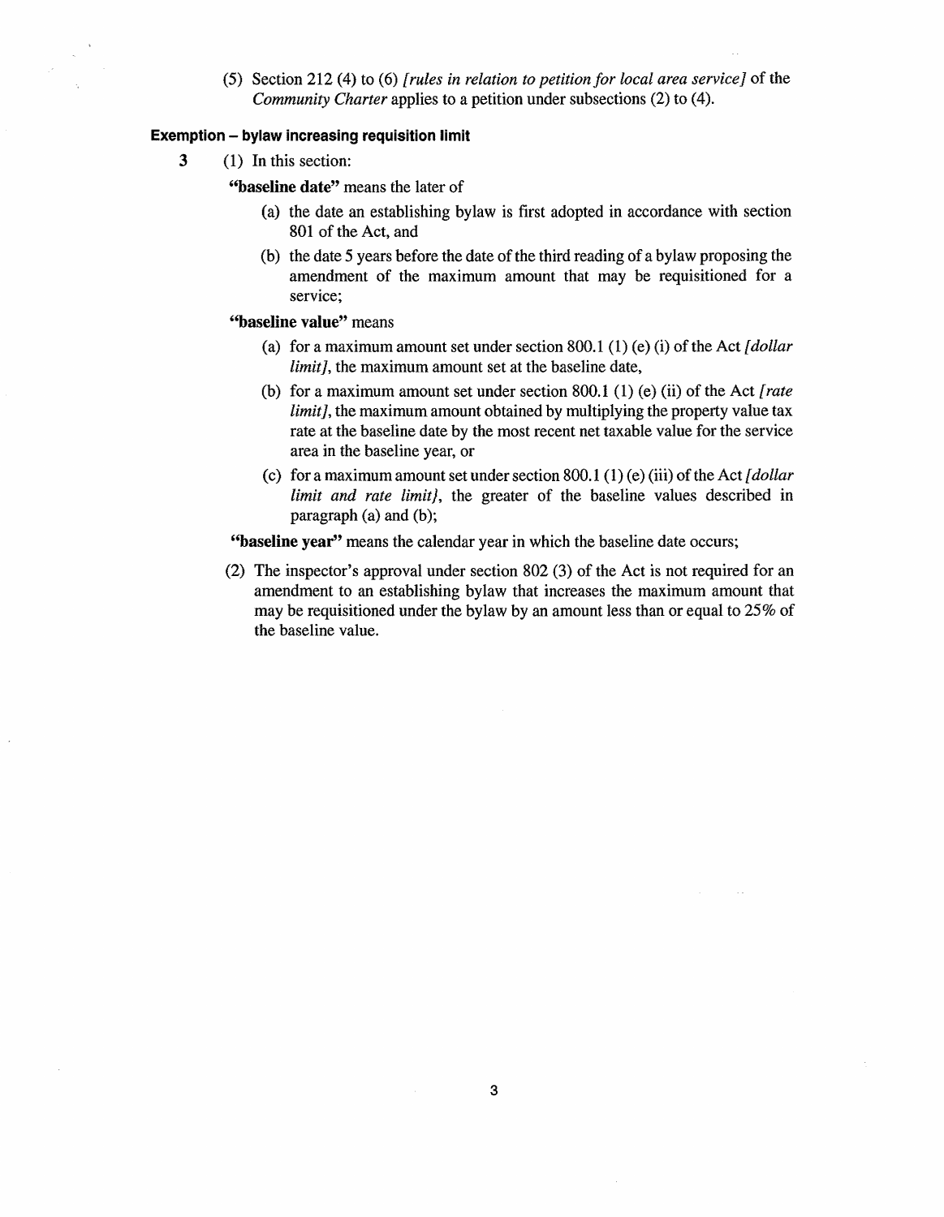(5) Section 212 (4) to (6) *[rules in relation to petition for local area service]* of the *Community Charter* applies to a petition under subsections (2) to (4).

**Exemption – bylaw increasing requisition limit**

3 (1) In this section:

**"baseline date"** means the later of

(a) the date an establishing bylaw is first adopted in accordance with section 801 of the Act, and

(b) the date 5 years before the date of the third reading of a bylaw proposing the amendment of the maximum amount that may be requisitioned for a service;

**"baseline value"** means

(a) for a maximum amount set under section 800.1 (1) (e) (i) of the Act *[dollar limit]*, the maximum amount set at the baseline date,

(b) for a maximum amount set under section 800.1 (1) (e) (ii) of the Act *[rate limit]*, the maximum amount obtained by multiplying the property value tax rate at the baseline date by the most recent net taxable value for the service area in the baseline year, or

(c) for a maximum amount set under section 800.1 (1) (e) (iii) of the Act *[dollar limit and rate limit}*, the greater of the baseline values described in paragraph (a) and (b);

**"baseline year"** means the calendar year in which the baseline date occurs;

(2) The inspector's approval under section 802 (3) of the Act is not required for an amendment to an establishing bylaw that increases the maximum amount that may be requisitioned under the bylaw by an amount less than or equal to 25% of the baseline value.